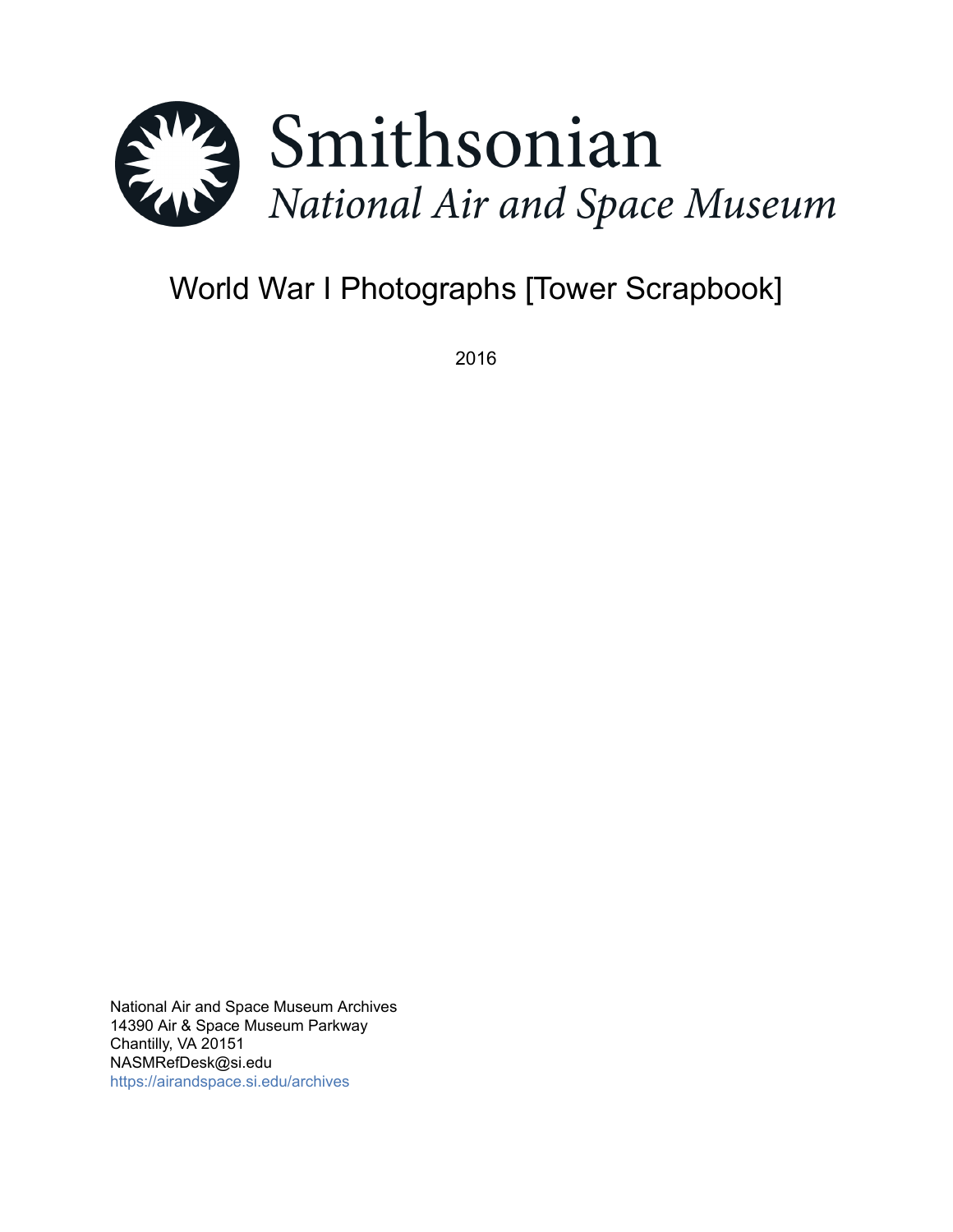Smithsonian
*National Air and Space Museum*

# World War I Photographs [Tower Scrapbook]

2016

National Air and Space Museum Archives
14390 Air & Space Museum Parkway
Chantilly, VA 20151
NASMRefDesk@si.edu
https://airandspace.si.edu/archives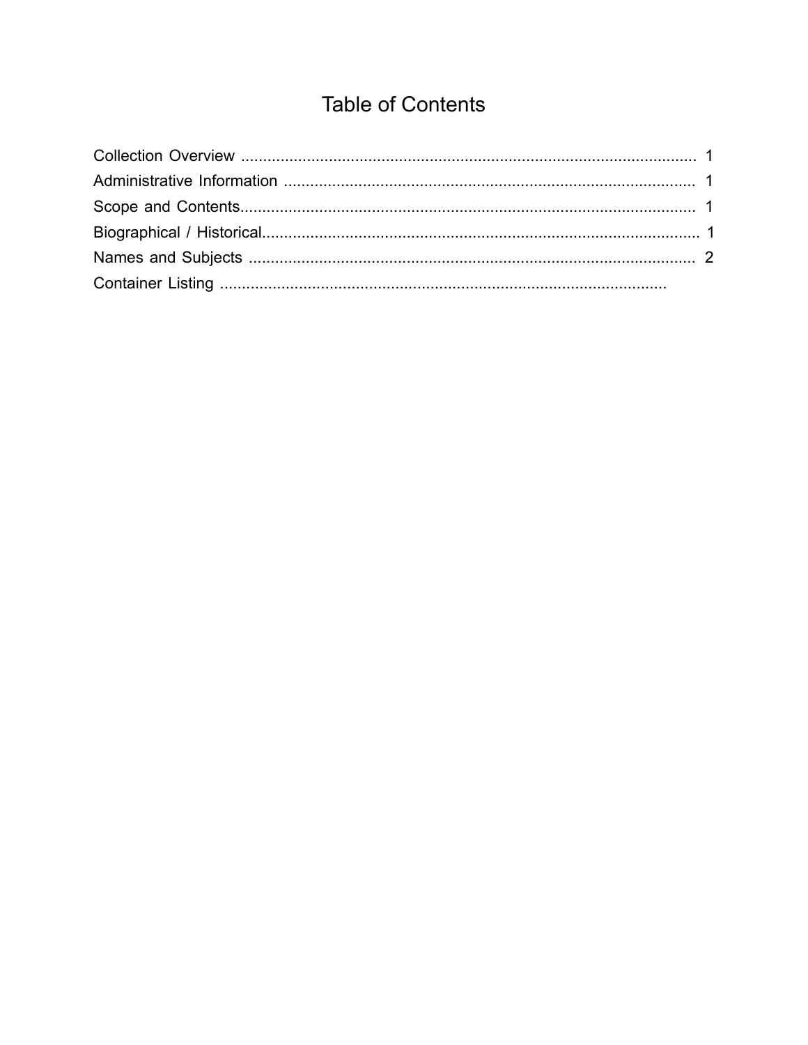# Table of Contents

Collection Overview ........................................................................................................ 1
Administrative Information .............................................................................................. 1
Scope and Contents......................................................................................................... 1
Biographical / Historical.................................................................................................... 1
Names and Subjects ....................................................................................................... 2
Container Listing ....................................................................................................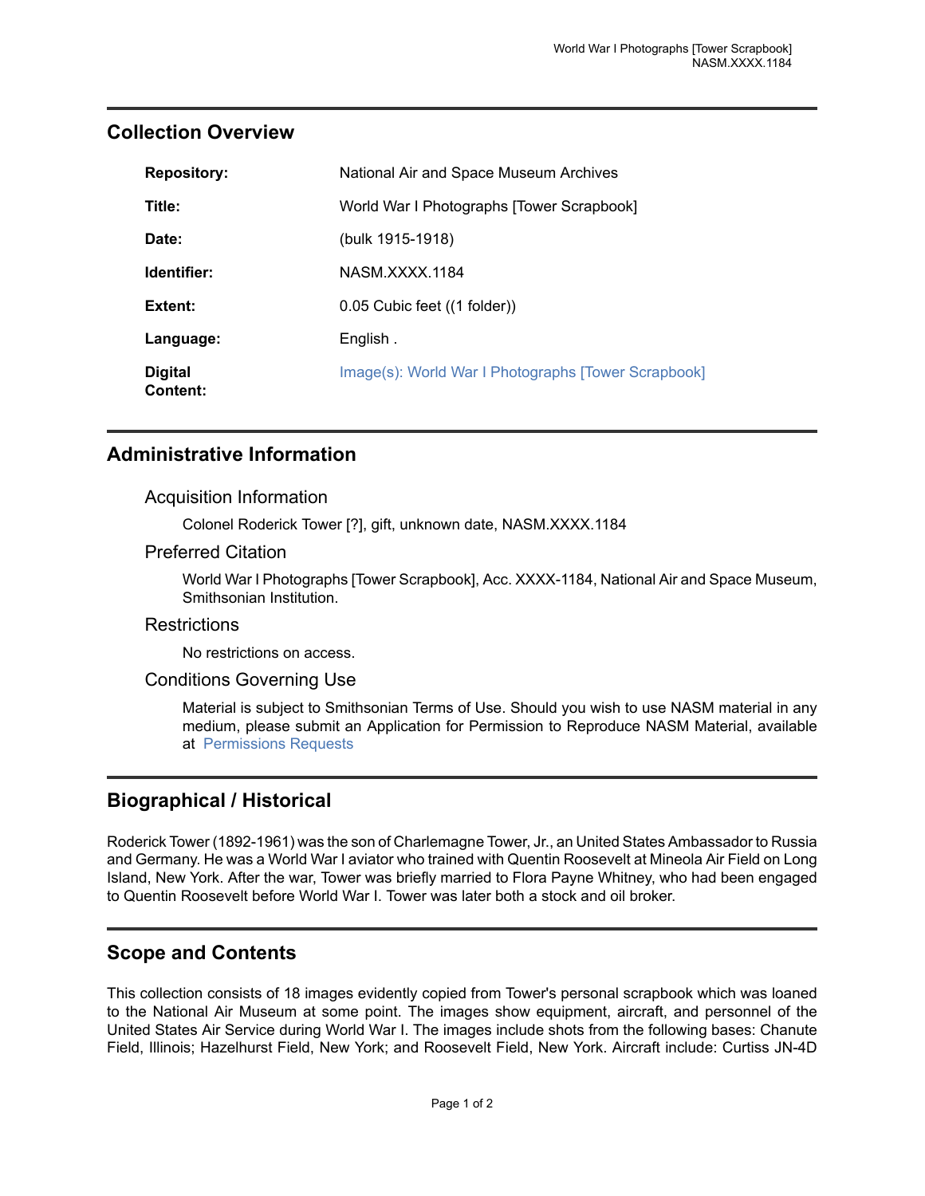## Collection Overview

| | |
|---|---|
| **Repository:** | National Air and Space Museum Archives |
| **Title:** | World War I Photographs [Tower Scrapbook] |
| **Date:** | (bulk 1915-1918) |
| **Identifier:** | NASM.XXXX.1184 |
| **Extent:** | 0.05 Cubic feet ((1 folder)) |
| **Language:** | English . |
| **Digital Content:** | Image(s): World War I Photographs [Tower Scrapbook] |

## Administrative Information

### Acquisition Information

Colonel Roderick Tower [?], gift, unknown date, NASM.XXXX.1184

### Preferred Citation

World War I Photographs [Tower Scrapbook], Acc. XXXX-1184, National Air and Space Museum, Smithsonian Institution.

### Restrictions

No restrictions on access.

### Conditions Governing Use

Material is subject to Smithsonian Terms of Use. Should you wish to use NASM material in any medium, please submit an Application for Permission to Reproduce NASM Material, available at Permissions Requests

## Biographical / Historical

Roderick Tower (1892-1961) was the son of Charlemagne Tower, Jr., an United States Ambassador to Russia and Germany. He was a World War I aviator who trained with Quentin Roosevelt at Mineola Air Field on Long Island, New York. After the war, Tower was briefly married to Flora Payne Whitney, who had been engaged to Quentin Roosevelt before World War I. Tower was later both a stock and oil broker.

## Scope and Contents

This collection consists of 18 images evidently copied from Tower's personal scrapbook which was loaned to the National Air Museum at some point. The images show equipment, aircraft, and personnel of the United States Air Service during World War I. The images include shots from the following bases: Chanute Field, Illinois; Hazelhurst Field, New York; and Roosevelt Field, New York. Aircraft include: Curtiss JN-4D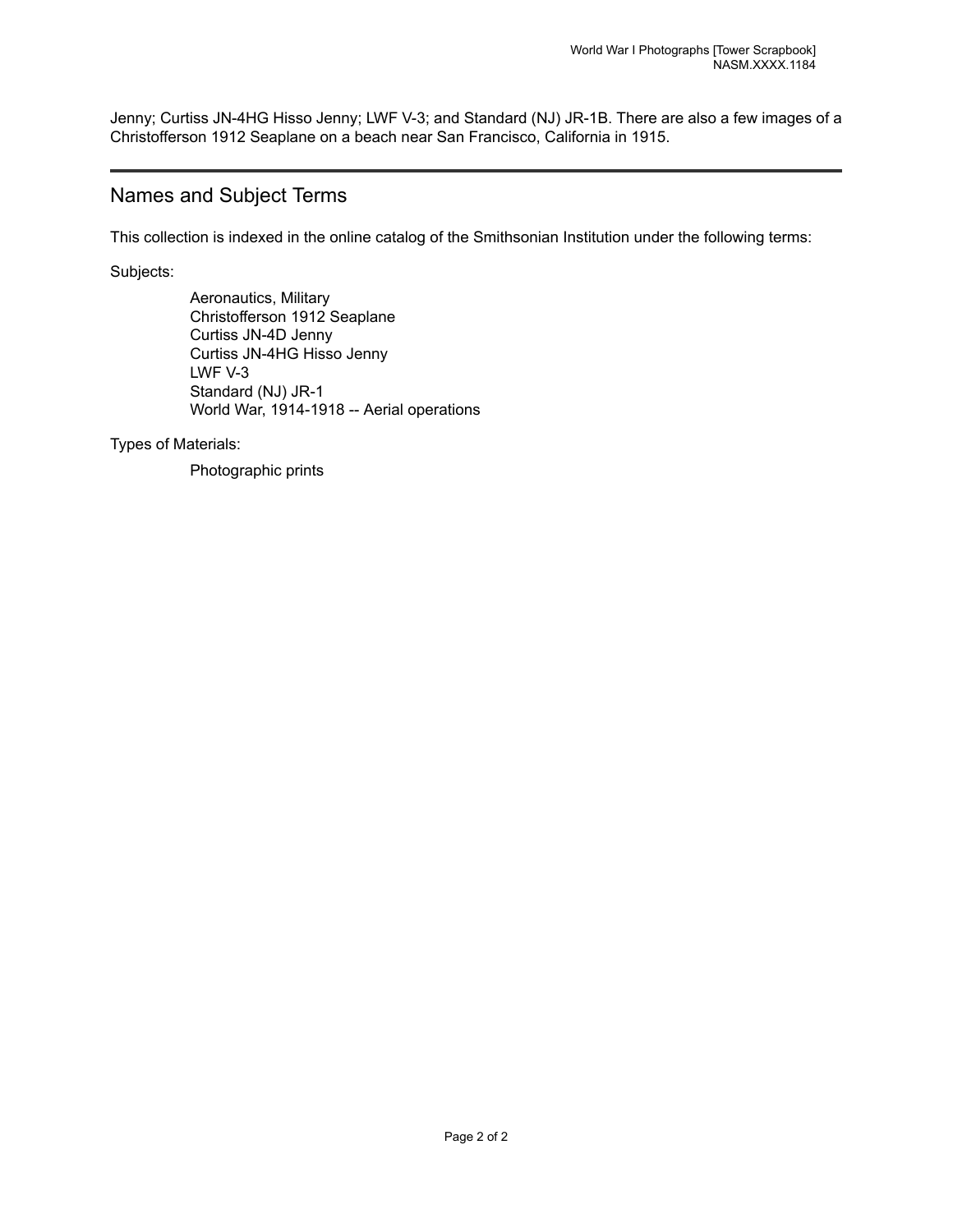Jenny; Curtiss JN-4HG Hisso Jenny; LWF V-3; and Standard (NJ) JR-1B. There are also a few images of a Christofferson 1912 Seaplane on a beach near San Francisco, California in 1915.

## Names and Subject Terms

This collection is indexed in the online catalog of the Smithsonian Institution under the following terms:

Subjects:

- Aeronautics, Military
- Christofferson 1912 Seaplane
- Curtiss JN-4D Jenny
- Curtiss JN-4HG Hisso Jenny
- LWF V-3
- Standard (NJ) JR-1
- World War, 1914-1918 -- Aerial operations

Types of Materials:

- Photographic prints